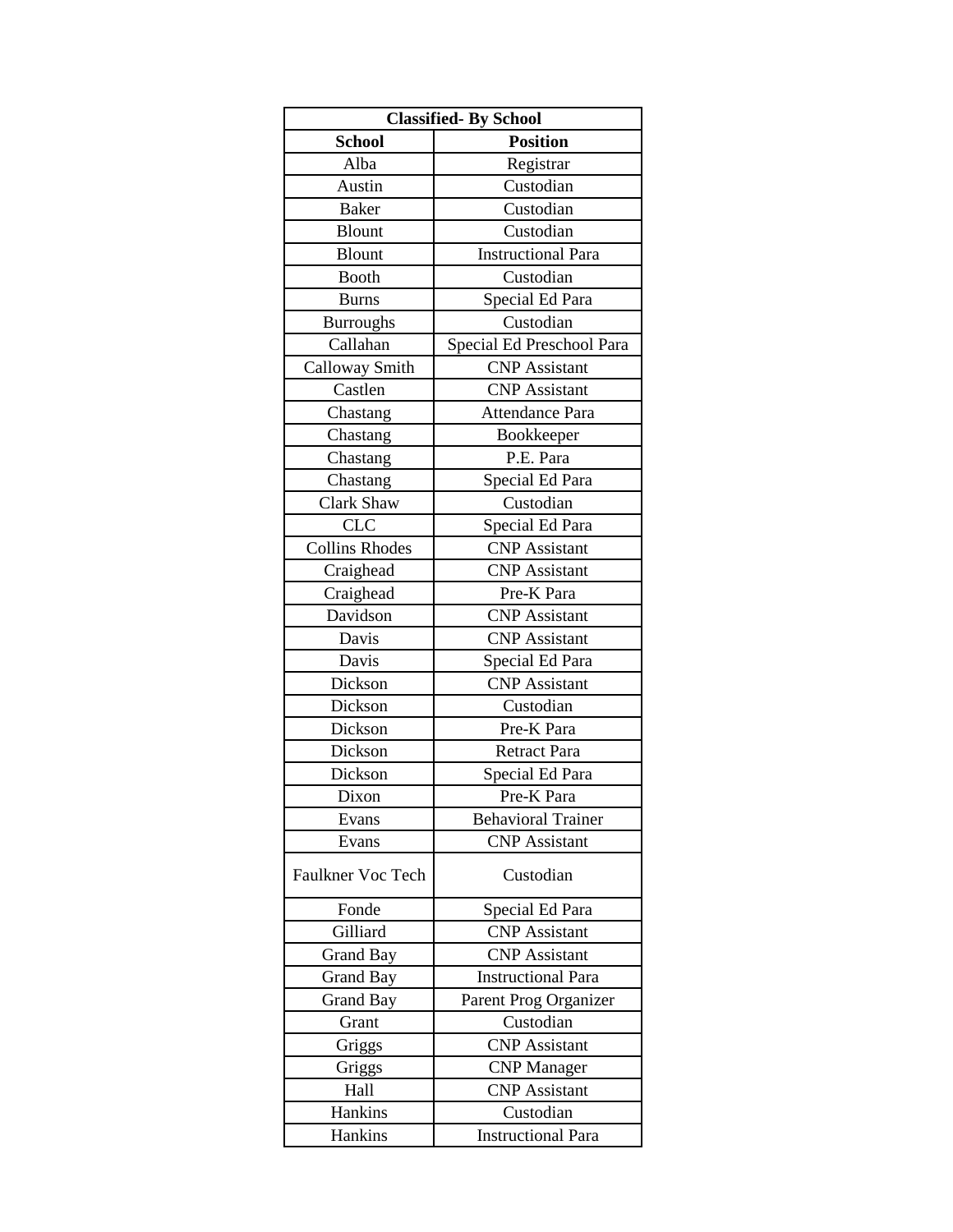| Classified- By School | |
|---|---|
| **School** | **Position** |
| Alba | Registrar |
| Austin | Custodian |
| Baker | Custodian |
| Blount | Custodian |
| Blount | Instructional Para |
| Booth | Custodian |
| Burns | Special Ed Para |
| Burroughs | Custodian |
| Callahan | Special Ed Preschool Para |
| Calloway Smith | CNP Assistant |
| Castlen | CNP Assistant |
| Chastang | Attendance Para |
| Chastang | Bookkeeper |
| Chastang | P.E. Para |
| Chastang | Special Ed Para |
| Clark Shaw | Custodian |
| CLC | Special Ed Para |
| Collins Rhodes | CNP Assistant |
| Craighead | CNP Assistant |
| Craighead | Pre-K Para |
| Davidson | CNP Assistant |
| Davis | CNP Assistant |
| Davis | Special Ed Para |
| Dickson | CNP Assistant |
| Dickson | Custodian |
| Dickson | Pre-K Para |
| Dickson | Retract Para |
| Dickson | Special Ed Para |
| Dixon | Pre-K Para |
| Evans | Behavioral Trainer |
| Evans | CNP Assistant |
| Faulkner Voc Tech | Custodian |
| Fonde | Special Ed Para |
| Gilliard | CNP Assistant |
| Grand Bay | CNP Assistant |
| Grand Bay | Instructional Para |
| Grand Bay | Parent Prog Organizer |
| Grant | Custodian |
| Griggs | CNP Assistant |
| Griggs | CNP Manager |
| Hall | CNP Assistant |
| Hankins | Custodian |
| Hankins | Instructional Para |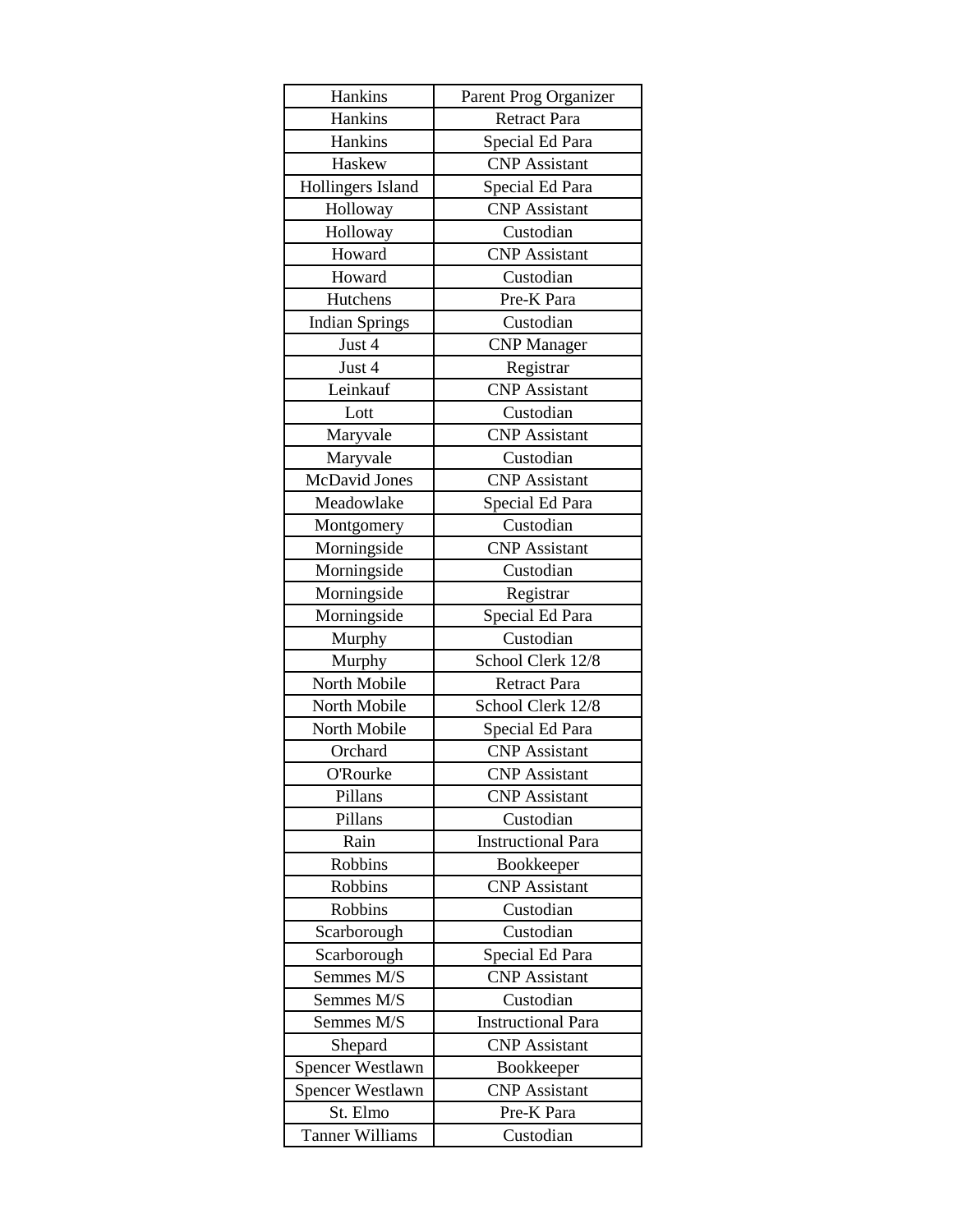| Hankins | Parent Prog Organizer |
|---|---|
| Hankins | Retract Para |
| Hankins | Special Ed Para |
| Haskew | CNP Assistant |
| Hollingers Island | Special Ed Para |
| Holloway | CNP Assistant |
| Holloway | Custodian |
| Howard | CNP Assistant |
| Howard | Custodian |
| Hutchens | Pre-K Para |
| Indian Springs | Custodian |
| Just 4 | CNP Manager |
| Just 4 | Registrar |
| Leinkauf | CNP Assistant |
| Lott | Custodian |
| Maryvale | CNP Assistant |
| Maryvale | Custodian |
| McDavid Jones | CNP Assistant |
| Meadowlake | Special Ed Para |
| Montgomery | Custodian |
| Morningside | CNP Assistant |
| Morningside | Custodian |
| Morningside | Registrar |
| Morningside | Special Ed Para |
| Murphy | Custodian |
| Murphy | School Clerk 12/8 |
| North Mobile | Retract Para |
| North Mobile | School Clerk 12/8 |
| North Mobile | Special Ed Para |
| Orchard | CNP Assistant |
| O'Rourke | CNP Assistant |
| Pillans | CNP Assistant |
| Pillans | Custodian |
| Rain | Instructional Para |
| Robbins | Bookkeeper |
| Robbins | CNP Assistant |
| Robbins | Custodian |
| Scarborough | Custodian |
| Scarborough | Special Ed Para |
| Semmes M/S | CNP Assistant |
| Semmes M/S | Custodian |
| Semmes M/S | Instructional Para |
| Shepard | CNP Assistant |
| Spencer Westlawn | Bookkeeper |
| Spencer Westlawn | CNP Assistant |
| St. Elmo | Pre-K Para |
| Tanner Williams | Custodian |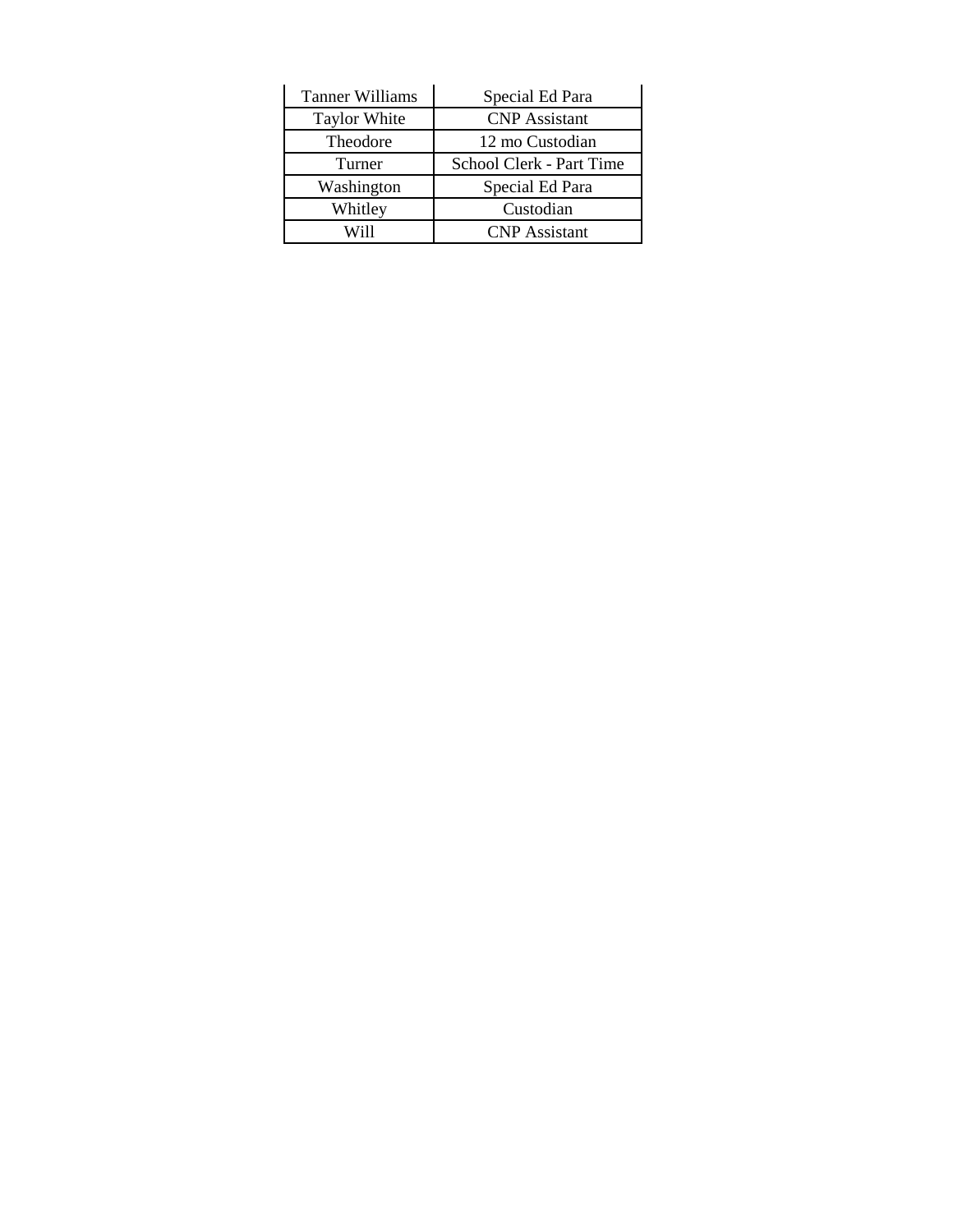| | |
|---|---|
| Tanner Williams | Special Ed Para |
| Taylor White | CNP Assistant |
| Theodore | 12 mo Custodian |
| Turner | School Clerk - Part Time |
| Washington | Special Ed Para |
| Whitley | Custodian |
| Will | CNP Assistant |